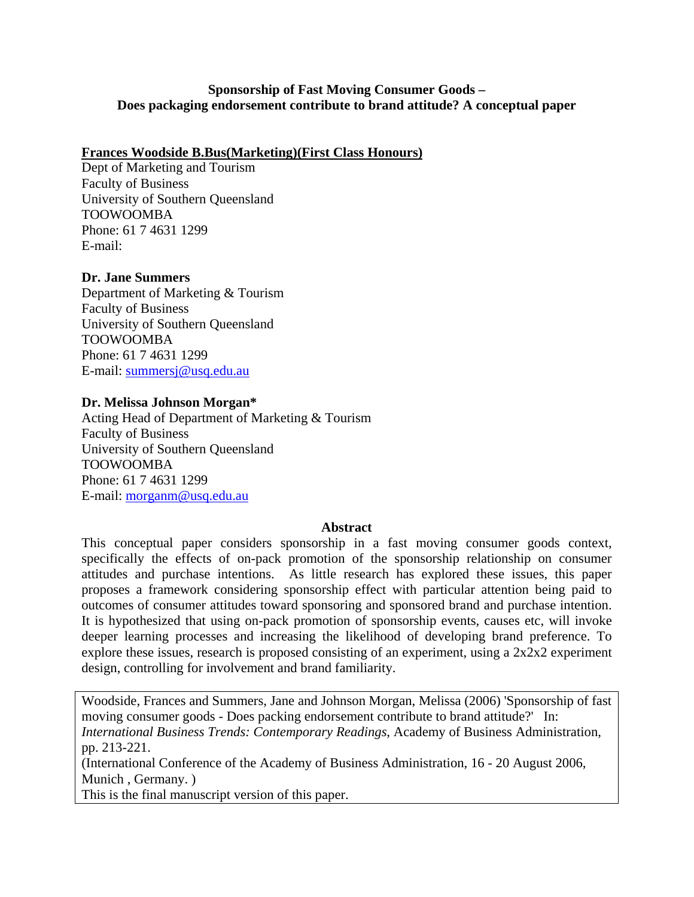# Sponsorship of Fast Moving Consumer Goods – Does packaging endorsement contribute to brand attitude? A conceptual paper

**Frances Woodside B.Bus(Marketing)(First Class Honours)**
Dept of Marketing and Tourism
Faculty of Business
University of Southern Queensland
TOOWOOMBA
Phone: 61 7 4631 1299
E-mail:

**Dr. Jane Summers**
Department of Marketing & Tourism
Faculty of Business
University of Southern Queensland
TOOWOOMBA
Phone: 61 7 4631 1299
E-mail: summersj@usq.edu.au

**Dr. Melissa Johnson Morgan***
Acting Head of Department of Marketing & Tourism
Faculty of Business
University of Southern Queensland
TOOWOOMBA
Phone: 61 7 4631 1299
E-mail: morganm@usq.edu.au

## Abstract

This conceptual paper considers sponsorship in a fast moving consumer goods context, specifically the effects of on-pack promotion of the sponsorship relationship on consumer attitudes and purchase intentions. As little research has explored these issues, this paper proposes a framework considering sponsorship effect with particular attention being paid to outcomes of consumer attitudes toward sponsoring and sponsored brand and purchase intention. It is hypothesized that using on-pack promotion of sponsorship events, causes etc, will invoke deeper learning processes and increasing the likelihood of developing brand preference. To explore these issues, research is proposed consisting of an experiment, using a 2x2x2 experiment design, controlling for involvement and brand familiarity.

Woodside, Frances and Summers, Jane and Johnson Morgan, Melissa (2006) 'Sponsorship of fast moving consumer goods - Does packing endorsement contribute to brand attitude?' In: *International Business Trends: Contemporary Readings*, Academy of Business Administration, pp. 213-221.
(International Conference of the Academy of Business Administration, 16 - 20 August 2006, Munich , Germany. )
This is the final manuscript version of this paper.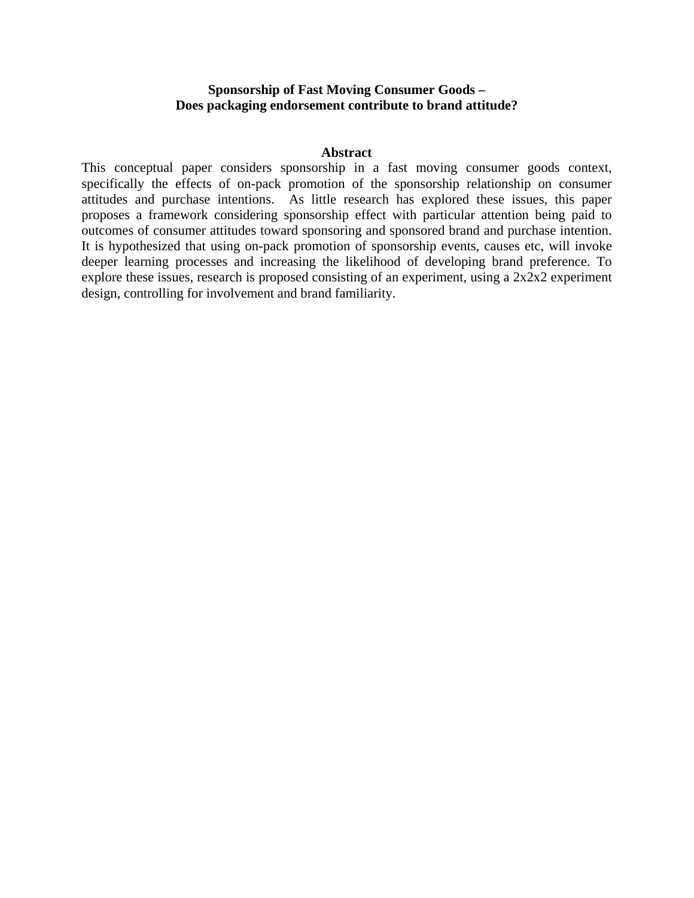# Sponsorship of Fast Moving Consumer Goods – Does packaging endorsement contribute to brand attitude?

## Abstract

This conceptual paper considers sponsorship in a fast moving consumer goods context, specifically the effects of on-pack promotion of the sponsorship relationship on consumer attitudes and purchase intentions. As little research has explored these issues, this paper proposes a framework considering sponsorship effect with particular attention being paid to outcomes of consumer attitudes toward sponsoring and sponsored brand and purchase intention. It is hypothesized that using on-pack promotion of sponsorship events, causes etc, will invoke deeper learning processes and increasing the likelihood of developing brand preference. To explore these issues, research is proposed consisting of an experiment, using a 2x2x2 experiment design, controlling for involvement and brand familiarity.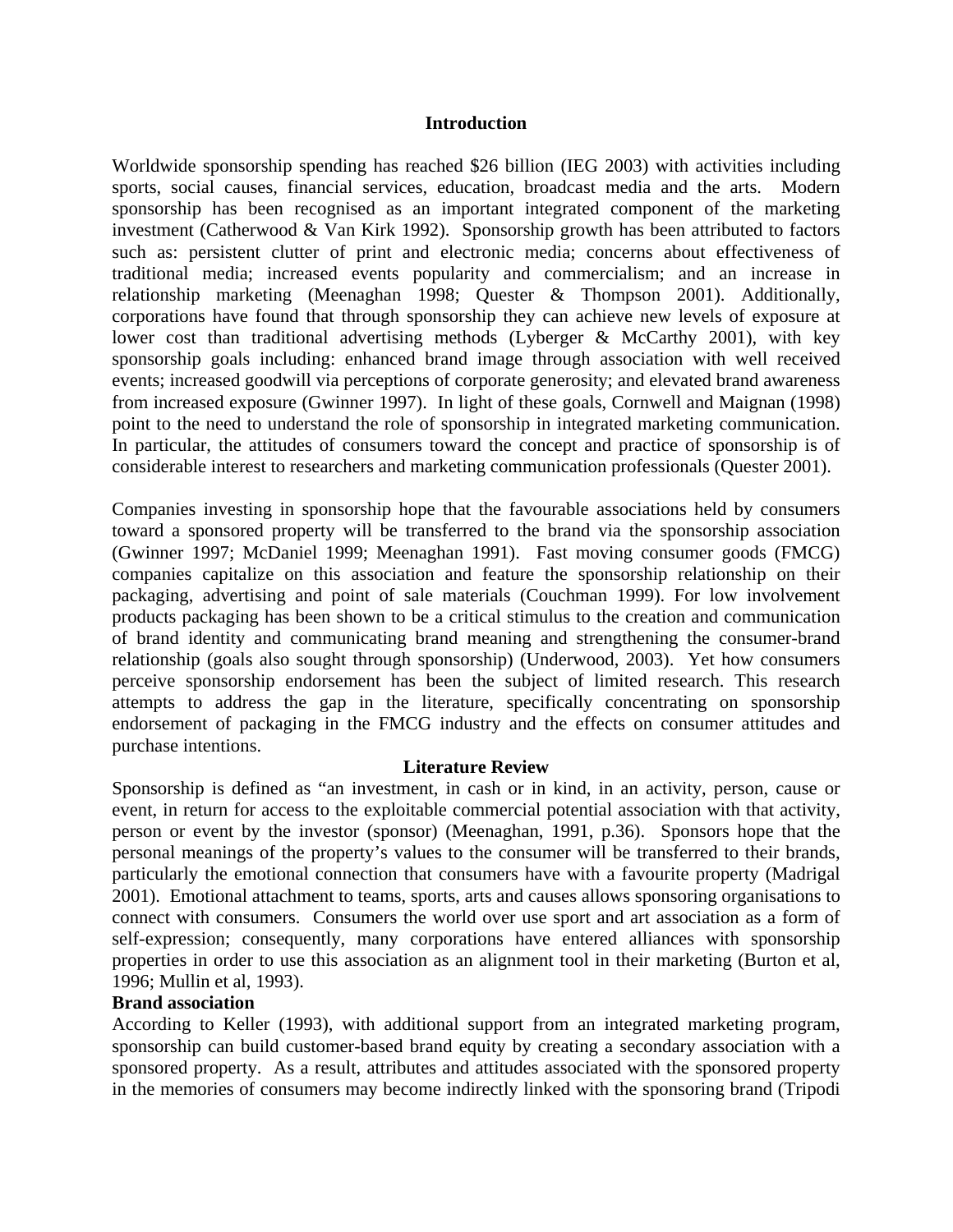## Introduction

Worldwide sponsorship spending has reached $26 billion (IEG 2003) with activities including sports, social causes, financial services, education, broadcast media and the arts. Modern sponsorship has been recognised as an important integrated component of the marketing investment (Catherwood & Van Kirk 1992). Sponsorship growth has been attributed to factors such as: persistent clutter of print and electronic media; concerns about effectiveness of traditional media; increased events popularity and commercialism; and an increase in relationship marketing (Meenaghan 1998; Quester & Thompson 2001). Additionally, corporations have found that through sponsorship they can achieve new levels of exposure at lower cost than traditional advertising methods (Lyberger & McCarthy 2001), with key sponsorship goals including: enhanced brand image through association with well received events; increased goodwill via perceptions of corporate generosity; and elevated brand awareness from increased exposure (Gwinner 1997). In light of these goals, Cornwell and Maignan (1998) point to the need to understand the role of sponsorship in integrated marketing communication. In particular, the attitudes of consumers toward the concept and practice of sponsorship is of considerable interest to researchers and marketing communication professionals (Quester 2001).

Companies investing in sponsorship hope that the favourable associations held by consumers toward a sponsored property will be transferred to the brand via the sponsorship association (Gwinner 1997; McDaniel 1999; Meenaghan 1991). Fast moving consumer goods (FMCG) companies capitalize on this association and feature the sponsorship relationship on their packaging, advertising and point of sale materials (Couchman 1999). For low involvement products packaging has been shown to be a critical stimulus to the creation and communication of brand identity and communicating brand meaning and strengthening the consumer-brand relationship (goals also sought through sponsorship) (Underwood, 2003). Yet how consumers perceive sponsorship endorsement has been the subject of limited research. This research attempts to address the gap in the literature, specifically concentrating on sponsorship endorsement of packaging in the FMCG industry and the effects on consumer attitudes and purchase intentions.

## Literature Review

Sponsorship is defined as "an investment, in cash or in kind, in an activity, person, cause or event, in return for access to the exploitable commercial potential association with that activity, person or event by the investor (sponsor) (Meenaghan, 1991, p.36). Sponsors hope that the personal meanings of the property's values to the consumer will be transferred to their brands, particularly the emotional connection that consumers have with a favourite property (Madrigal 2001). Emotional attachment to teams, sports, arts and causes allows sponsoring organisations to connect with consumers. Consumers the world over use sport and art association as a form of self-expression; consequently, many corporations have entered alliances with sponsorship properties in order to use this association as an alignment tool in their marketing (Burton et al, 1996; Mullin et al, 1993).

### Brand association

According to Keller (1993), with additional support from an integrated marketing program, sponsorship can build customer-based brand equity by creating a secondary association with a sponsored property. As a result, attributes and attitudes associated with the sponsored property in the memories of consumers may become indirectly linked with the sponsoring brand (Tripodi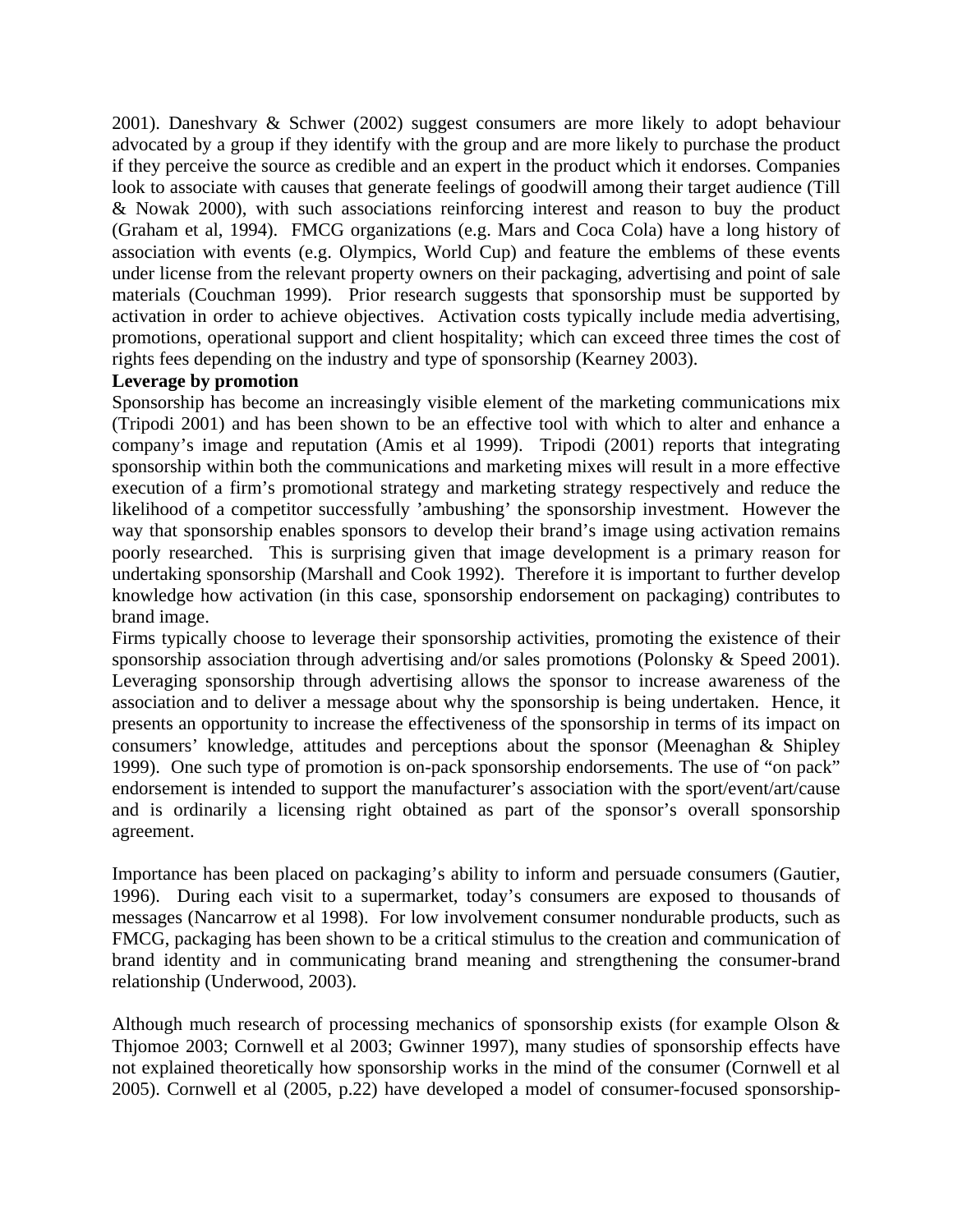2001). Daneshvary & Schwer (2002) suggest consumers are more likely to adopt behaviour advocated by a group if they identify with the group and are more likely to purchase the product if they perceive the source as credible and an expert in the product which it endorses. Companies look to associate with causes that generate feelings of goodwill among their target audience (Till & Nowak 2000), with such associations reinforcing interest and reason to buy the product (Graham et al, 1994). FMCG organizations (e.g. Mars and Coca Cola) have a long history of association with events (e.g. Olympics, World Cup) and feature the emblems of these events under license from the relevant property owners on their packaging, advertising and point of sale materials (Couchman 1999). Prior research suggests that sponsorship must be supported by activation in order to achieve objectives. Activation costs typically include media advertising, promotions, operational support and client hospitality; which can exceed three times the cost of rights fees depending on the industry and type of sponsorship (Kearney 2003).

**Leverage by promotion**

Sponsorship has become an increasingly visible element of the marketing communications mix (Tripodi 2001) and has been shown to be an effective tool with which to alter and enhance a company's image and reputation (Amis et al 1999). Tripodi (2001) reports that integrating sponsorship within both the communications and marketing mixes will result in a more effective execution of a firm's promotional strategy and marketing strategy respectively and reduce the likelihood of a competitor successfully 'ambushing' the sponsorship investment. However the way that sponsorship enables sponsors to develop their brand's image using activation remains poorly researched. This is surprising given that image development is a primary reason for undertaking sponsorship (Marshall and Cook 1992). Therefore it is important to further develop knowledge how activation (in this case, sponsorship endorsement on packaging) contributes to brand image.

Firms typically choose to leverage their sponsorship activities, promoting the existence of their sponsorship association through advertising and/or sales promotions (Polonsky & Speed 2001). Leveraging sponsorship through advertising allows the sponsor to increase awareness of the association and to deliver a message about why the sponsorship is being undertaken. Hence, it presents an opportunity to increase the effectiveness of the sponsorship in terms of its impact on consumers' knowledge, attitudes and perceptions about the sponsor (Meenaghan & Shipley 1999). One such type of promotion is on-pack sponsorship endorsements. The use of "on pack" endorsement is intended to support the manufacturer's association with the sport/event/art/cause and is ordinarily a licensing right obtained as part of the sponsor's overall sponsorship agreement.

Importance has been placed on packaging's ability to inform and persuade consumers (Gautier, 1996). During each visit to a supermarket, today's consumers are exposed to thousands of messages (Nancarrow et al 1998). For low involvement consumer nondurable products, such as FMCG, packaging has been shown to be a critical stimulus to the creation and communication of brand identity and in communicating brand meaning and strengthening the consumer-brand relationship (Underwood, 2003).

Although much research of processing mechanics of sponsorship exists (for example Olson & Thjomoe 2003; Cornwell et al 2003; Gwinner 1997), many studies of sponsorship effects have not explained theoretically how sponsorship works in the mind of the consumer (Cornwell et al 2005). Cornwell et al (2005, p.22) have developed a model of consumer-focused sponsorship-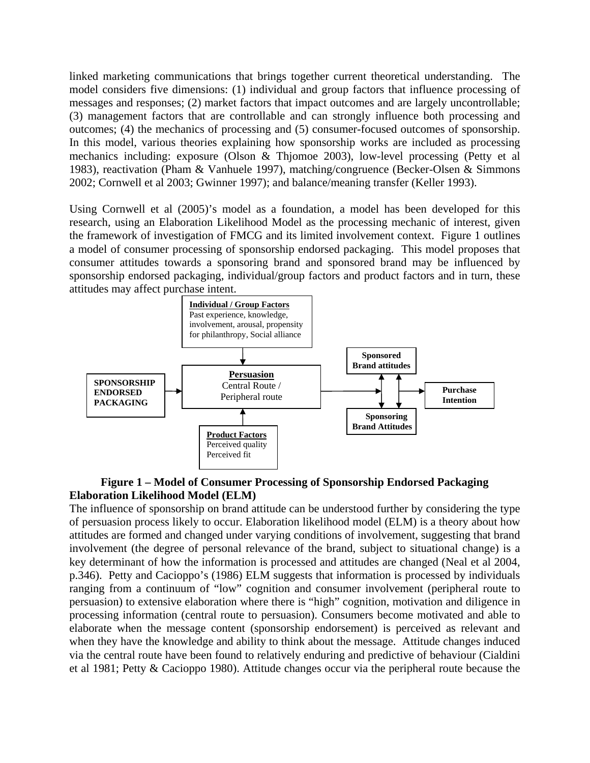linked marketing communications that brings together current theoretical understanding. The model considers five dimensions: (1) individual and group factors that influence processing of messages and responses; (2) market factors that impact outcomes and are largely uncontrollable; (3) management factors that are controllable and can strongly influence both processing and outcomes; (4) the mechanics of processing and (5) consumer-focused outcomes of sponsorship. In this model, various theories explaining how sponsorship works are included as processing mechanics including: exposure (Olson & Thjomoe 2003), low-level processing (Petty et al 1983), reactivation (Pham & Vanhuele 1997), matching/congruence (Becker-Olsen & Simmons 2002; Cornwell et al 2003; Gwinner 1997); and balance/meaning transfer (Keller 1993).

Using Cornwell et al (2005)'s model as a foundation, a model has been developed for this research, using an Elaboration Likelihood Model as the processing mechanic of interest, given the framework of investigation of FMCG and its limited involvement context. Figure 1 outlines a model of consumer processing of sponsorship endorsed packaging. This model proposes that consumer attitudes towards a sponsoring brand and sponsored brand may be influenced by sponsorship endorsed packaging, individual/group factors and product factors and in turn, these attitudes may affect purchase intent.

**Individual / Group Factors**
Past experience, knowledge, involvement, arousal, propensity for philanthropy, Social alliance

**SPONSORSHIP ENDORSED PACKAGING** → **Persuasion** (Central Route / Peripheral route) → **Sponsored Brand attitudes** ↔ **Sponsoring Brand Attitudes** → **Purchase Intention**

**Product Factors**
Perceived quality
Perceived fit

**Figure 1 – Model of Consumer Processing of Sponsorship Endorsed Packaging**

**Elaboration Likelihood Model (ELM)**

The influence of sponsorship on brand attitude can be understood further by considering the type of persuasion process likely to occur. Elaboration likelihood model (ELM) is a theory about how attitudes are formed and changed under varying conditions of involvement, suggesting that brand involvement (the degree of personal relevance of the brand, subject to situational change) is a key determinant of how the information is processed and attitudes are changed (Neal et al 2004, p.346). Petty and Cacioppo's (1986) ELM suggests that information is processed by individuals ranging from a continuum of "low" cognition and consumer involvement (peripheral route to persuasion) to extensive elaboration where there is "high" cognition, motivation and diligence in processing information (central route to persuasion). Consumers become motivated and able to elaborate when the message content (sponsorship endorsement) is perceived as relevant and when they have the knowledge and ability to think about the message. Attitude changes induced via the central route have been found to relatively enduring and predictive of behaviour (Cialdini et al 1981; Petty & Cacioppo 1980). Attitude changes occur via the peripheral route because the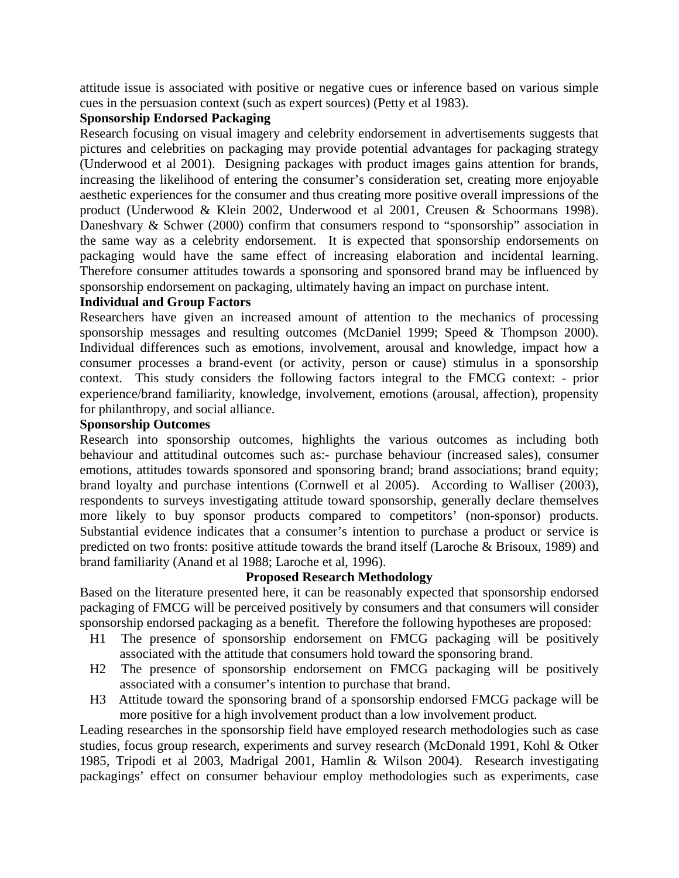attitude issue is associated with positive or negative cues or inference based on various simple cues in the persuasion context (such as expert sources) (Petty et al 1983).

**Sponsorship Endorsed Packaging**

Research focusing on visual imagery and celebrity endorsement in advertisements suggests that pictures and celebrities on packaging may provide potential advantages for packaging strategy (Underwood et al 2001). Designing packages with product images gains attention for brands, increasing the likelihood of entering the consumer's consideration set, creating more enjoyable aesthetic experiences for the consumer and thus creating more positive overall impressions of the product (Underwood & Klein 2002, Underwood et al 2001, Creusen & Schoormans 1998). Daneshvary & Schwer (2000) confirm that consumers respond to "sponsorship" association in the same way as a celebrity endorsement. It is expected that sponsorship endorsements on packaging would have the same effect of increasing elaboration and incidental learning. Therefore consumer attitudes towards a sponsoring and sponsored brand may be influenced by sponsorship endorsement on packaging, ultimately having an impact on purchase intent.

**Individual and Group Factors**

Researchers have given an increased amount of attention to the mechanics of processing sponsorship messages and resulting outcomes (McDaniel 1999; Speed & Thompson 2000). Individual differences such as emotions, involvement, arousal and knowledge, impact how a consumer processes a brand-event (or activity, person or cause) stimulus in a sponsorship context. This study considers the following factors integral to the FMCG context: - prior experience/brand familiarity, knowledge, involvement, emotions (arousal, affection), propensity for philanthropy, and social alliance.

**Sponsorship Outcomes**

Research into sponsorship outcomes, highlights the various outcomes as including both behaviour and attitudinal outcomes such as:- purchase behaviour (increased sales), consumer emotions, attitudes towards sponsored and sponsoring brand; brand associations; brand equity; brand loyalty and purchase intentions (Cornwell et al 2005). According to Walliser (2003), respondents to surveys investigating attitude toward sponsorship, generally declare themselves more likely to buy sponsor products compared to competitors' (non-sponsor) products. Substantial evidence indicates that a consumer's intention to purchase a product or service is predicted on two fronts: positive attitude towards the brand itself (Laroche & Brisoux, 1989) and brand familiarity (Anand et al 1988; Laroche et al, 1996).

## Proposed Research Methodology

Based on the literature presented here, it can be reasonably expected that sponsorship endorsed packaging of FMCG will be perceived positively by consumers and that consumers will consider sponsorship endorsed packaging as a benefit. Therefore the following hypotheses are proposed:

- H1 The presence of sponsorship endorsement on FMCG packaging will be positively associated with the attitude that consumers hold toward the sponsoring brand.
- H2 The presence of sponsorship endorsement on FMCG packaging will be positively associated with a consumer's intention to purchase that brand.
- H3 Attitude toward the sponsoring brand of a sponsorship endorsed FMCG package will be more positive for a high involvement product than a low involvement product.

Leading researches in the sponsorship field have employed research methodologies such as case studies, focus group research, experiments and survey research (McDonald 1991, Kohl & Otker 1985, Tripodi et al 2003, Madrigal 2001, Hamlin & Wilson 2004). Research investigating packagings' effect on consumer behaviour employ methodologies such as experiments, case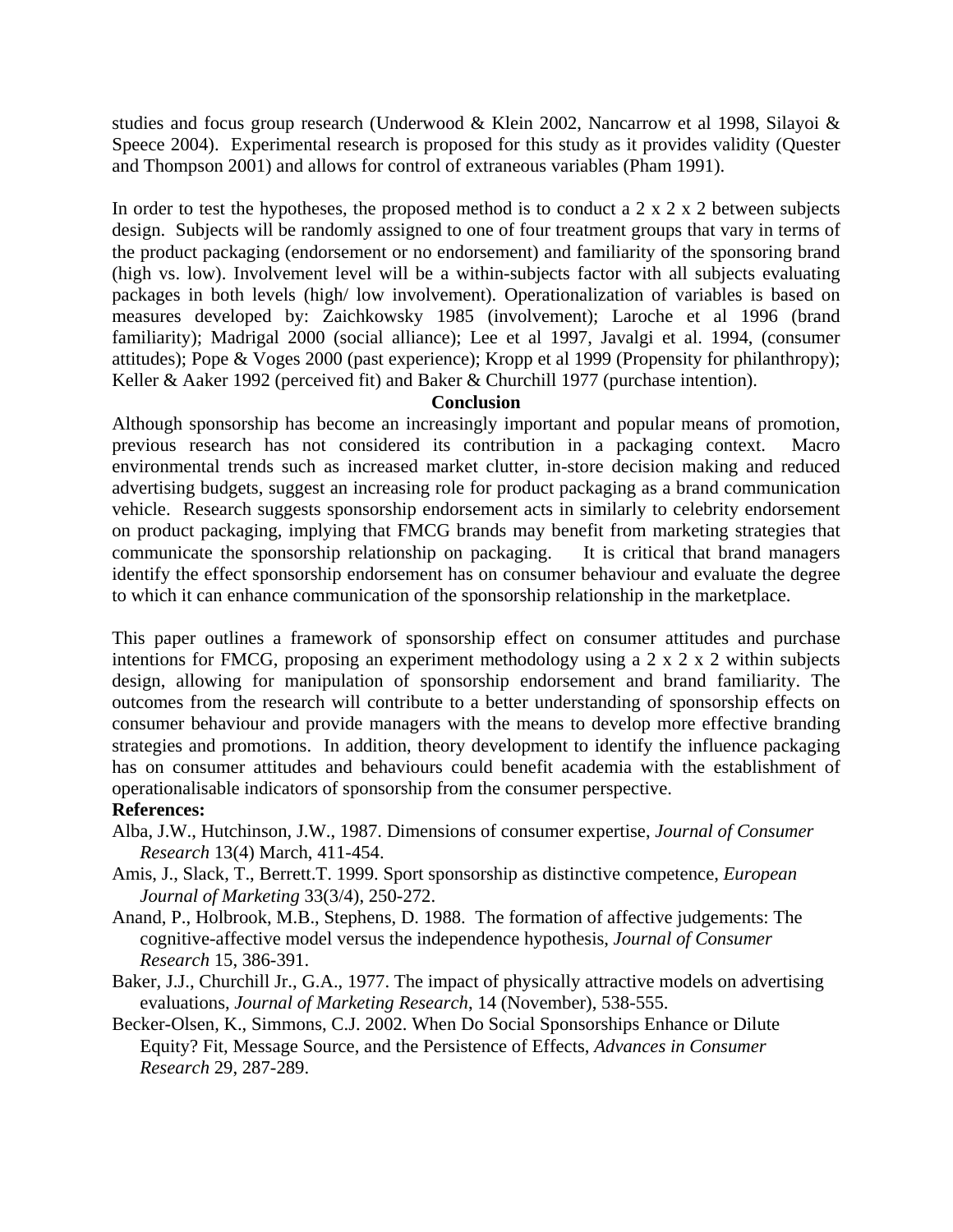studies and focus group research (Underwood & Klein 2002, Nancarrow et al 1998, Silayoi & Speece 2004). Experimental research is proposed for this study as it provides validity (Quester and Thompson 2001) and allows for control of extraneous variables (Pham 1991).

In order to test the hypotheses, the proposed method is to conduct a 2 x 2 x 2 between subjects design. Subjects will be randomly assigned to one of four treatment groups that vary in terms of the product packaging (endorsement or no endorsement) and familiarity of the sponsoring brand (high vs. low). Involvement level will be a within-subjects factor with all subjects evaluating packages in both levels (high/ low involvement). Operationalization of variables is based on measures developed by: Zaichkowsky 1985 (involvement); Laroche et al 1996 (brand familiarity); Madrigal 2000 (social alliance); Lee et al 1997, Javalgi et al. 1994, (consumer attitudes); Pope & Voges 2000 (past experience); Kropp et al 1999 (Propensity for philanthropy); Keller & Aaker 1992 (perceived fit) and Baker & Churchill 1977 (purchase intention).

## Conclusion

Although sponsorship has become an increasingly important and popular means of promotion, previous research has not considered its contribution in a packaging context. Macro environmental trends such as increased market clutter, in-store decision making and reduced advertising budgets, suggest an increasing role for product packaging as a brand communication vehicle. Research suggests sponsorship endorsement acts in similarly to celebrity endorsement on product packaging, implying that FMCG brands may benefit from marketing strategies that communicate the sponsorship relationship on packaging. It is critical that brand managers identify the effect sponsorship endorsement has on consumer behaviour and evaluate the degree to which it can enhance communication of the sponsorship relationship in the marketplace.

This paper outlines a framework of sponsorship effect on consumer attitudes and purchase intentions for FMCG, proposing an experiment methodology using a 2 x 2 x 2 within subjects design, allowing for manipulation of sponsorship endorsement and brand familiarity. The outcomes from the research will contribute to a better understanding of sponsorship effects on consumer behaviour and provide managers with the means to develop more effective branding strategies and promotions. In addition, theory development to identify the influence packaging has on consumer attitudes and behaviours could benefit academia with the establishment of operationalisable indicators of sponsorship from the consumer perspective.

## References:

Alba, J.W., Hutchinson, J.W., 1987. Dimensions of consumer expertise, *Journal of Consumer Research* 13(4) March, 411-454.

Amis, J., Slack, T., Berrett.T. 1999. Sport sponsorship as distinctive competence, *European Journal of Marketing* 33(3/4), 250-272.

Anand, P., Holbrook, M.B., Stephens, D. 1988. The formation of affective judgements: The cognitive-affective model versus the independence hypothesis, *Journal of Consumer Research* 15, 386-391.

Baker, J.J., Churchill Jr., G.A., 1977. The impact of physically attractive models on advertising evaluations, *Journal of Marketing Research*, 14 (November), 538-555.

Becker-Olsen, K., Simmons, C.J. 2002. When Do Social Sponsorships Enhance or Dilute Equity? Fit, Message Source, and the Persistence of Effects, *Advances in Consumer Research* 29, 287-289.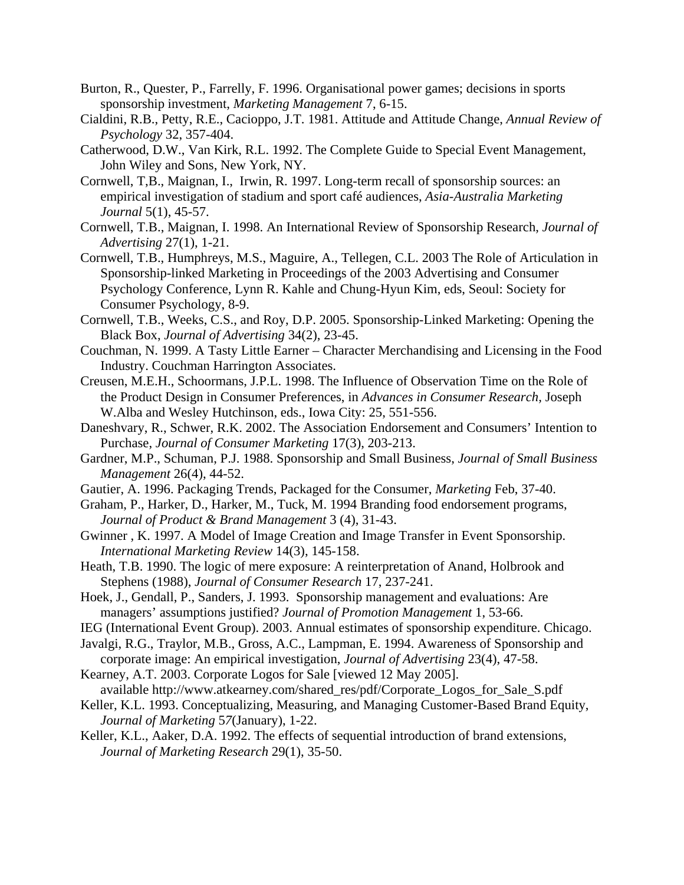Burton, R., Quester, P., Farrelly, F. 1996. Organisational power games; decisions in sports sponsorship investment, *Marketing Management* 7, 6-15.

Cialdini, R.B., Petty, R.E., Cacioppo, J.T. 1981. Attitude and Attitude Change, *Annual Review of Psychology* 32, 357-404.

Catherwood, D.W., Van Kirk, R.L. 1992. The Complete Guide to Special Event Management, John Wiley and Sons, New York, NY.

Cornwell, T,B., Maignan, I., Irwin, R. 1997. Long-term recall of sponsorship sources: an empirical investigation of stadium and sport café audiences, *Asia-Australia Marketing Journal* 5(1), 45-57.

Cornwell, T.B., Maignan, I. 1998. An International Review of Sponsorship Research, *Journal of Advertising* 27(1), 1-21.

Cornwell, T.B., Humphreys, M.S., Maguire, A., Tellegen, C.L. 2003 The Role of Articulation in Sponsorship-linked Marketing in Proceedings of the 2003 Advertising and Consumer Psychology Conference, Lynn R. Kahle and Chung-Hyun Kim, eds, Seoul: Society for Consumer Psychology, 8-9.

Cornwell, T.B., Weeks, C.S., and Roy, D.P. 2005. Sponsorship-Linked Marketing: Opening the Black Box, *Journal of Advertising* 34(2), 23-45.

Couchman, N. 1999. A Tasty Little Earner – Character Merchandising and Licensing in the Food Industry. Couchman Harrington Associates.

Creusen, M.E.H., Schoormans, J.P.L. 1998. The Influence of Observation Time on the Role of the Product Design in Consumer Preferences, in *Advances in Consumer Research,* Joseph W.Alba and Wesley Hutchinson, eds., Iowa City: 25, 551-556.

Daneshvary, R., Schwer, R.K. 2002. The Association Endorsement and Consumers' Intention to Purchase, *Journal of Consumer Marketing* 17(3), 203-213.

Gardner, M.P., Schuman, P.J. 1988. Sponsorship and Small Business, *Journal of Small Business Management* 26(4), 44-52.

Gautier, A. 1996. Packaging Trends, Packaged for the Consumer, *Marketing* Feb, 37-40.

Graham, P., Harker, D., Harker, M., Tuck, M. 1994 Branding food endorsement programs, *Journal of Product & Brand Management* 3 (4), 31-43.

Gwinner , K. 1997. A Model of Image Creation and Image Transfer in Event Sponsorship. *International Marketing Review* 14(3), 145-158.

Heath, T.B. 1990. The logic of mere exposure: A reinterpretation of Anand, Holbrook and Stephens (1988), *Journal of Consumer Research* 17, 237-241.

Hoek, J., Gendall, P., Sanders, J. 1993. Sponsorship management and evaluations: Are managers' assumptions justified? *Journal of Promotion Management* 1, 53-66.

IEG (International Event Group). 2003. Annual estimates of sponsorship expenditure. Chicago.

Javalgi, R.G., Traylor, M.B., Gross, A.C., Lampman, E. 1994. Awareness of Sponsorship and corporate image: An empirical investigation, *Journal of Advertising* 23(4), 47-58.

Kearney, A.T. 2003. Corporate Logos for Sale [viewed 12 May 2005]. available http://www.atkearney.com/shared_res/pdf/Corporate_Logos_for_Sale_S.pdf

Keller, K.L. 1993. Conceptualizing, Measuring, and Managing Customer-Based Brand Equity, *Journal of Marketing* 57(January), 1-22.

Keller, K.L., Aaker, D.A. 1992. The effects of sequential introduction of brand extensions, *Journal of Marketing Research* 29(1), 35-50.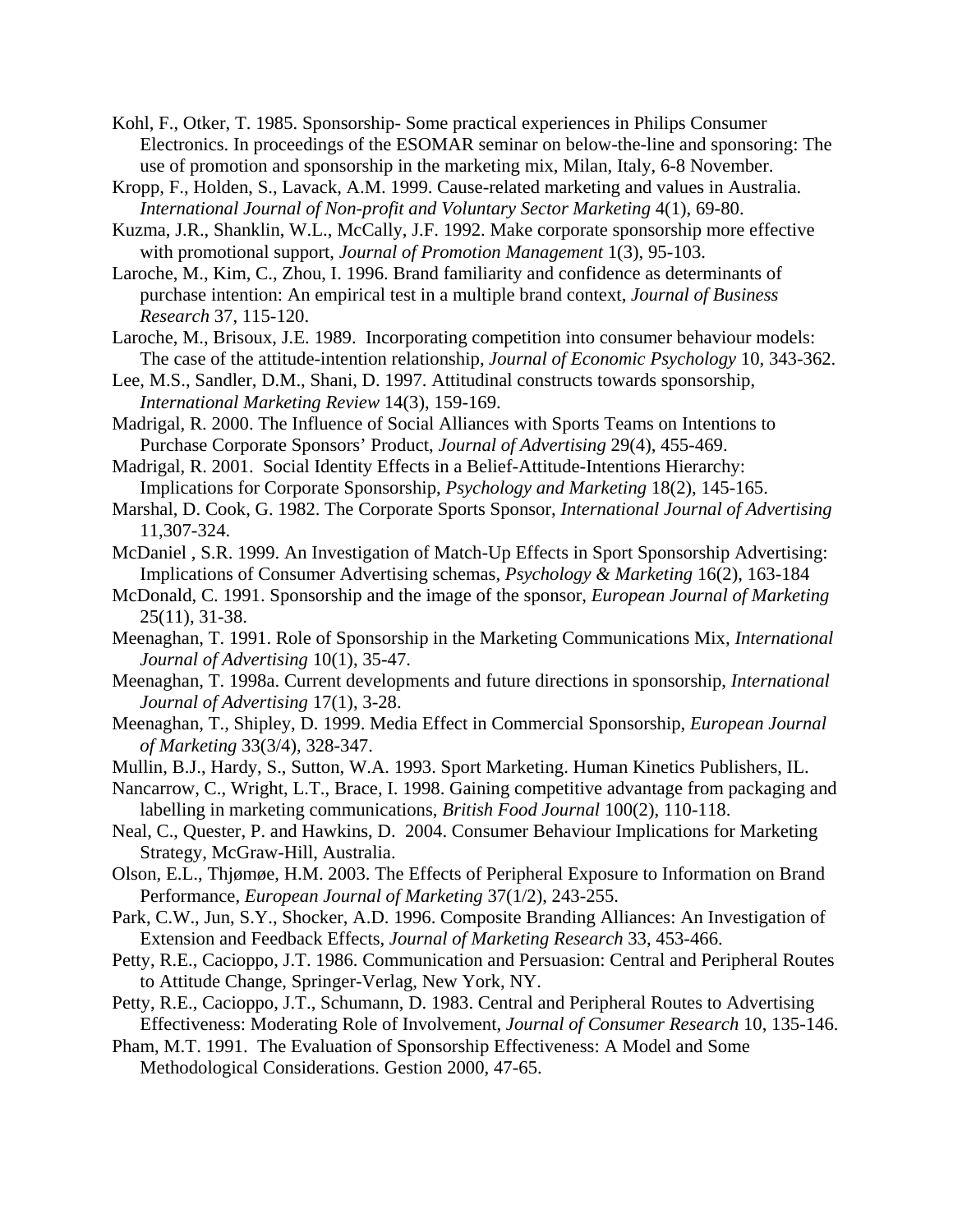Kohl, F., Otker, T. 1985. Sponsorship- Some practical experiences in Philips Consumer Electronics. In proceedings of the ESOMAR seminar on below-the-line and sponsoring: The use of promotion and sponsorship in the marketing mix, Milan, Italy, 6-8 November.

Kropp, F., Holden, S., Lavack, A.M. 1999. Cause-related marketing and values in Australia. *International Journal of Non-profit and Voluntary Sector Marketing* 4(1), 69-80.

Kuzma, J.R., Shanklin, W.L., McCally, J.F. 1992. Make corporate sponsorship more effective with promotional support, *Journal of Promotion Management* 1(3), 95-103.

Laroche, M., Kim, C., Zhou, I. 1996. Brand familiarity and confidence as determinants of purchase intention: An empirical test in a multiple brand context, *Journal of Business Research* 37, 115-120.

Laroche, M., Brisoux, J.E. 1989. Incorporating competition into consumer behaviour models: The case of the attitude-intention relationship, *Journal of Economic Psychology* 10, 343-362.

Lee, M.S., Sandler, D.M., Shani, D. 1997. Attitudinal constructs towards sponsorship, *International Marketing Review* 14(3), 159-169.

Madrigal, R. 2000. The Influence of Social Alliances with Sports Teams on Intentions to Purchase Corporate Sponsors' Product, *Journal of Advertising* 29(4), 455-469.

Madrigal, R. 2001. Social Identity Effects in a Belief-Attitude-Intentions Hierarchy: Implications for Corporate Sponsorship, *Psychology and Marketing* 18(2), 145-165.

Marshal, D. Cook, G. 1982. The Corporate Sports Sponsor, *International Journal of Advertising* 11,307-324.

McDaniel , S.R. 1999. An Investigation of Match-Up Effects in Sport Sponsorship Advertising: Implications of Consumer Advertising schemas, *Psychology & Marketing* 16(2), 163-184

McDonald, C. 1991. Sponsorship and the image of the sponsor, *European Journal of Marketing* 25(11), 31-38.

Meenaghan, T. 1991. Role of Sponsorship in the Marketing Communications Mix, *International Journal of Advertising* 10(1), 35-47.

Meenaghan, T. 1998a. Current developments and future directions in sponsorship, *International Journal of Advertising* 17(1), 3-28.

Meenaghan, T., Shipley, D. 1999. Media Effect in Commercial Sponsorship, *European Journal of Marketing* 33(3/4), 328-347.

Mullin, B.J., Hardy, S., Sutton, W.A. 1993. Sport Marketing. Human Kinetics Publishers, IL.

Nancarrow, C., Wright, L.T., Brace, I. 1998. Gaining competitive advantage from packaging and labelling in marketing communications, *British Food Journal* 100(2), 110-118.

Neal, C., Quester, P. and Hawkins, D. 2004. Consumer Behaviour Implications for Marketing Strategy, McGraw-Hill, Australia.

Olson, E.L., Thjømøe, H.M. 2003. The Effects of Peripheral Exposure to Information on Brand Performance, *European Journal of Marketing* 37(1/2), 243-255.

Park, C.W., Jun, S.Y., Shocker, A.D. 1996. Composite Branding Alliances: An Investigation of Extension and Feedback Effects, *Journal of Marketing Research* 33, 453-466.

Petty, R.E., Cacioppo, J.T. 1986. Communication and Persuasion: Central and Peripheral Routes to Attitude Change, Springer-Verlag, New York, NY.

Petty, R.E., Cacioppo, J.T., Schumann, D. 1983. Central and Peripheral Routes to Advertising Effectiveness: Moderating Role of Involvement, *Journal of Consumer Research* 10, 135-146.

Pham, M.T. 1991. The Evaluation of Sponsorship Effectiveness: A Model and Some Methodological Considerations. Gestion 2000, 47-65.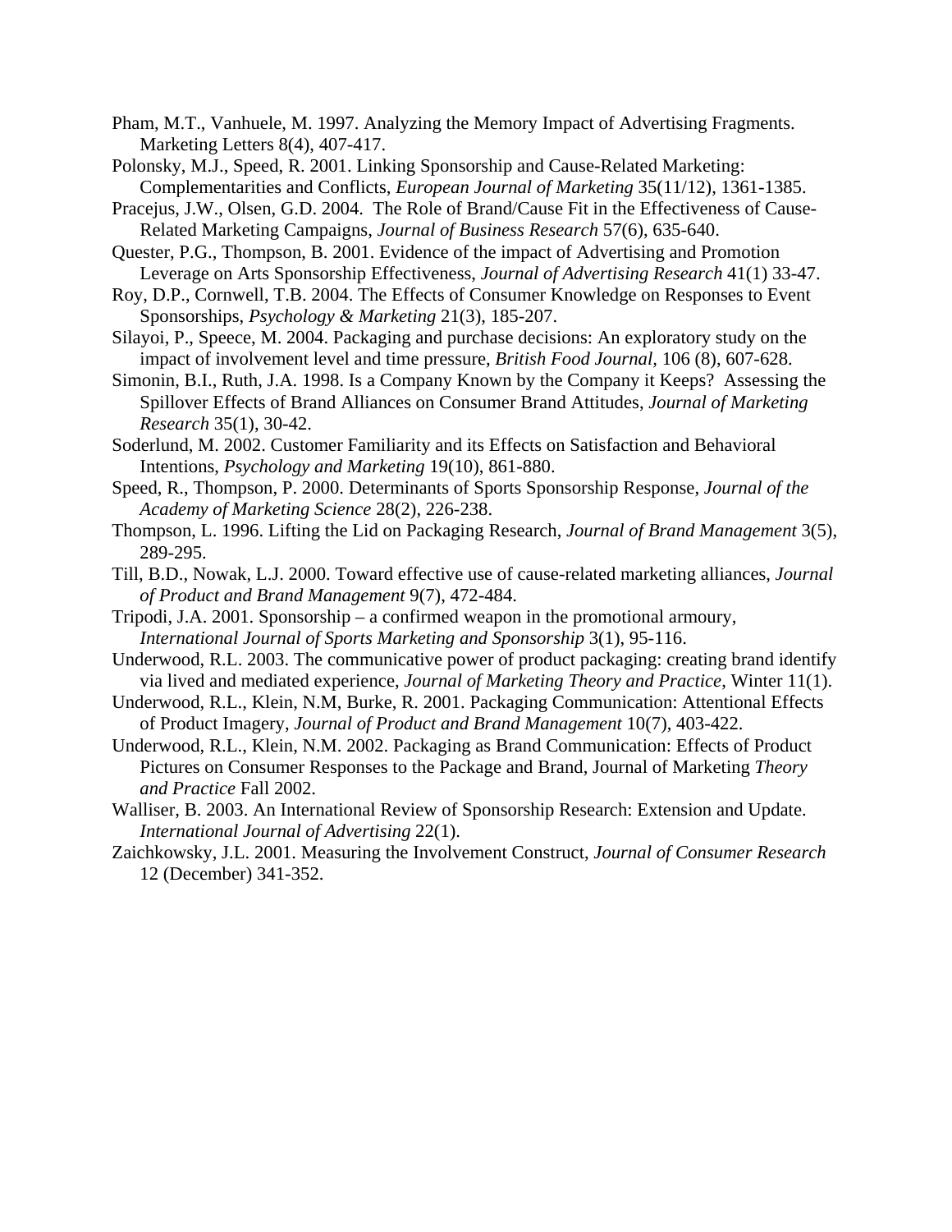Pham, M.T., Vanhuele, M. 1997. Analyzing the Memory Impact of Advertising Fragments. Marketing Letters 8(4), 407-417.

Polonsky, M.J., Speed, R. 2001. Linking Sponsorship and Cause-Related Marketing: Complementarities and Conflicts, *European Journal of Marketing* 35(11/12), 1361-1385.

Pracejus, J.W., Olsen, G.D. 2004. The Role of Brand/Cause Fit in the Effectiveness of Cause-Related Marketing Campaigns, *Journal of Business Research* 57(6), 635-640.

Quester, P.G., Thompson, B. 2001. Evidence of the impact of Advertising and Promotion Leverage on Arts Sponsorship Effectiveness, *Journal of Advertising Research* 41(1) 33-47.

Roy, D.P., Cornwell, T.B. 2004. The Effects of Consumer Knowledge on Responses to Event Sponsorships, *Psychology & Marketing* 21(3), 185-207.

Silayoi, P., Speece, M. 2004. Packaging and purchase decisions: An exploratory study on the impact of involvement level and time pressure, *British Food Journal*, 106 (8), 607-628.

Simonin, B.I., Ruth, J.A. 1998. Is a Company Known by the Company it Keeps? Assessing the Spillover Effects of Brand Alliances on Consumer Brand Attitudes, *Journal of Marketing Research* 35(1), 30-42.

Soderlund, M. 2002. Customer Familiarity and its Effects on Satisfaction and Behavioral Intentions, *Psychology and Marketing* 19(10), 861-880.

Speed, R., Thompson, P. 2000. Determinants of Sports Sponsorship Response, *Journal of the Academy of Marketing Science* 28(2), 226-238.

Thompson, L. 1996. Lifting the Lid on Packaging Research, *Journal of Brand Management* 3(5), 289-295.

Till, B.D., Nowak, L.J. 2000. Toward effective use of cause-related marketing alliances, *Journal of Product and Brand Management* 9(7), 472-484.

Tripodi, J.A. 2001. Sponsorship – a confirmed weapon in the promotional armoury, *International Journal of Sports Marketing and Sponsorship* 3(1), 95-116.

Underwood, R.L. 2003. The communicative power of product packaging: creating brand identify via lived and mediated experience, *Journal of Marketing Theory and Practice*, Winter 11(1).

Underwood, R.L., Klein, N.M, Burke, R. 2001. Packaging Communication: Attentional Effects of Product Imagery, *Journal of Product and Brand Management* 10(7), 403-422.

Underwood, R.L., Klein, N.M. 2002. Packaging as Brand Communication: Effects of Product Pictures on Consumer Responses to the Package and Brand, Journal of Marketing *Theory and Practice* Fall 2002.

Walliser, B. 2003. An International Review of Sponsorship Research: Extension and Update. *International Journal of Advertising* 22(1).

Zaichkowsky, J.L. 2001. Measuring the Involvement Construct, *Journal of Consumer Research* 12 (December) 341-352.